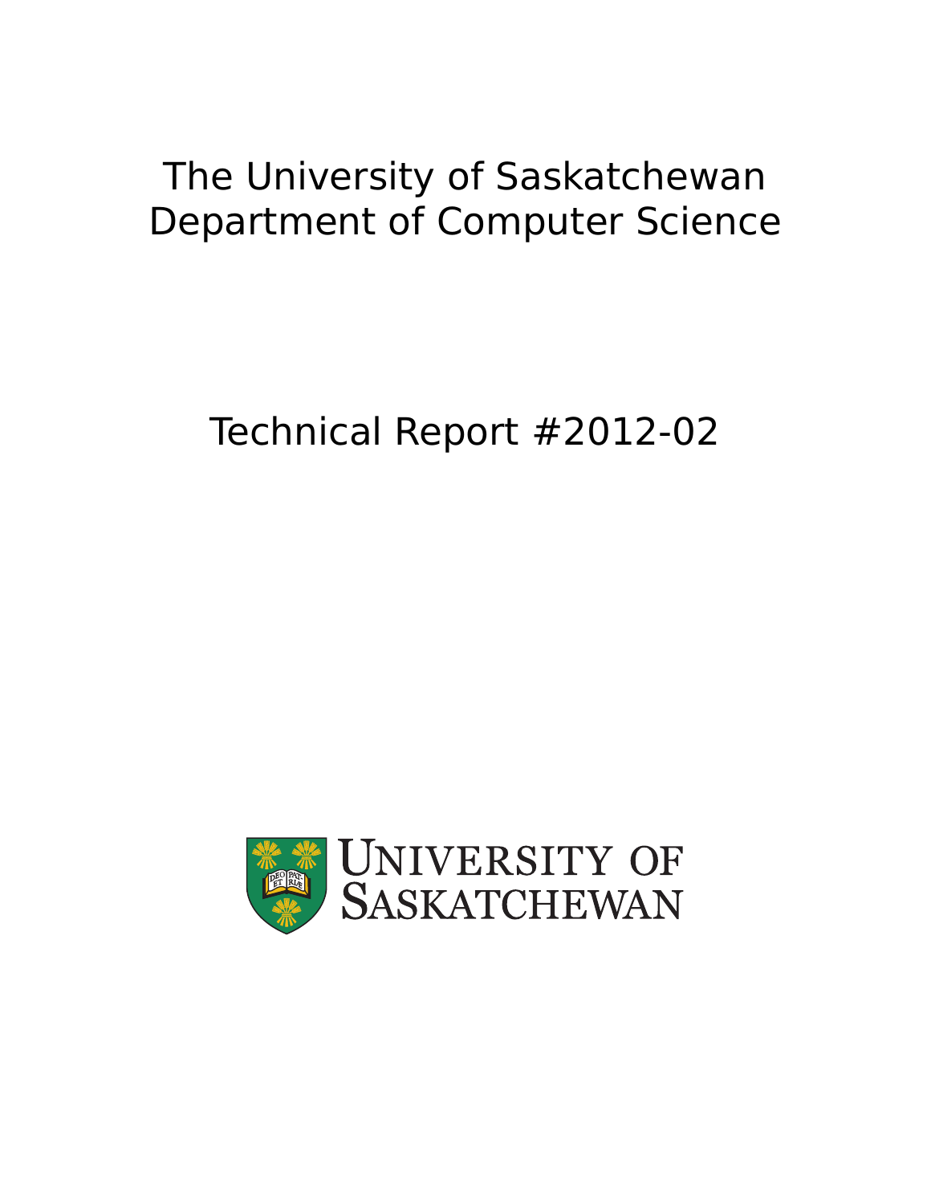# The University of Saskatchewan
# Department of Computer Science

## Technical Report #2012-02

UNIVERSITY OF SASKATCHEWAN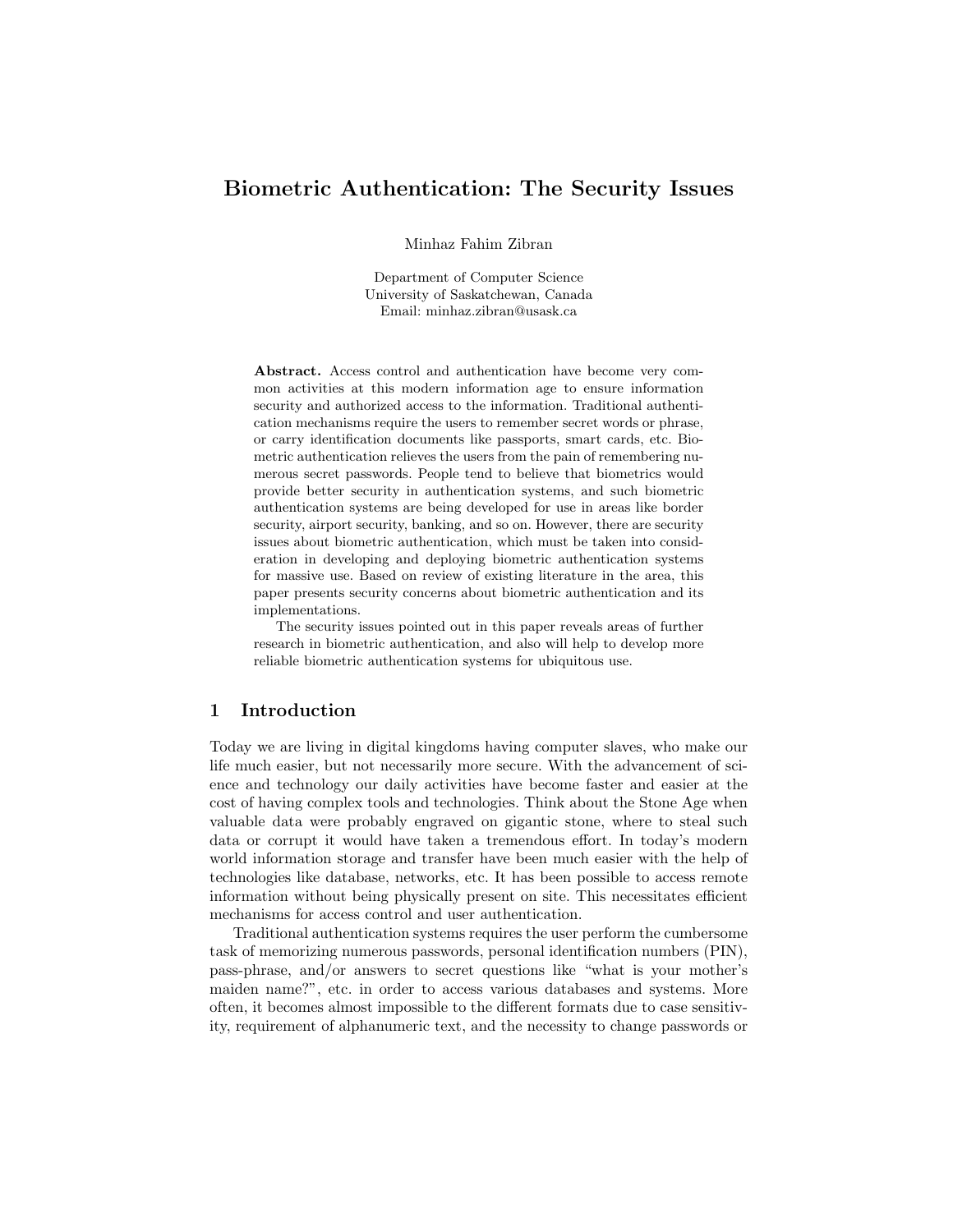# Biometric Authentication: The Security Issues

Minhaz Fahim Zibran

Department of Computer Science
University of Saskatchewan, Canada
Email: minhaz.zibran@usask.ca

**Abstract.** Access control and authentication have become very common activities at this modern information age to ensure information security and authorized access to the information. Traditional authentication mechanisms require the users to remember secret words or phrase, or carry identification documents like passports, smart cards, etc. Biometric authentication relieves the users from the pain of remembering numerous secret passwords. People tend to believe that biometrics would provide better security in authentication systems, and such biometric authentication systems are being developed for use in areas like border security, airport security, banking, and so on. However, there are security issues about biometric authentication, which must be taken into consideration in developing and deploying biometric authentication systems for massive use. Based on review of existing literature in the area, this paper presents security concerns about biometric authentication and its implementations.

The security issues pointed out in this paper reveals areas of further research in biometric authentication, and also will help to develop more reliable biometric authentication systems for ubiquitous use.

## 1 Introduction

Today we are living in digital kingdoms having computer slaves, who make our life much easier, but not necessarily more secure. With the advancement of science and technology our daily activities have become faster and easier at the cost of having complex tools and technologies. Think about the Stone Age when valuable data were probably engraved on gigantic stone, where to steal such data or corrupt it would have taken a tremendous effort. In today's modern world information storage and transfer have been much easier with the help of technologies like database, networks, etc. It has been possible to access remote information without being physically present on site. This necessitates efficient mechanisms for access control and user authentication.

Traditional authentication systems requires the user perform the cumbersome task of memorizing numerous passwords, personal identification numbers (PIN), pass-phrase, and/or answers to secret questions like "what is your mother's maiden name?", etc. in order to access various databases and systems. More often, it becomes almost impossible to the different formats due to case sensitivity, requirement of alphanumeric text, and the necessity to change passwords or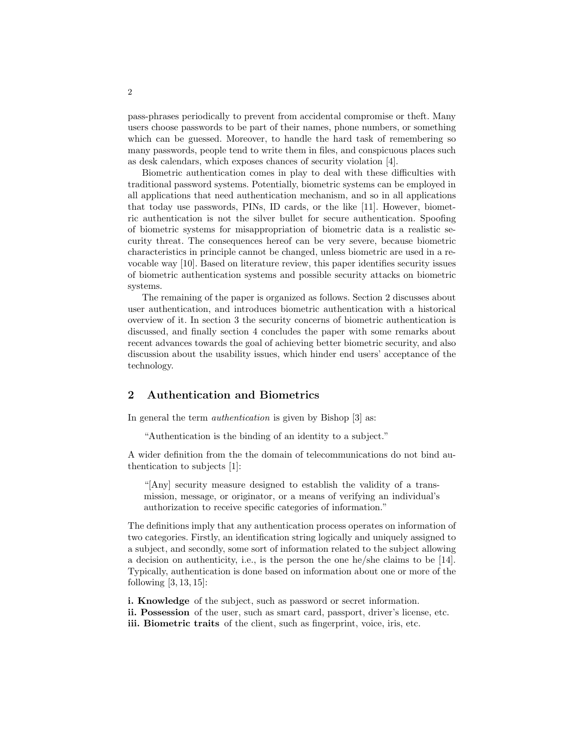pass-phrases periodically to prevent from accidental compromise or theft. Many users choose passwords to be part of their names, phone numbers, or something which can be guessed. Moreover, to handle the hard task of remembering so many passwords, people tend to write them in files, and conspicuous places such as desk calendars, which exposes chances of security violation [4].

Biometric authentication comes in play to deal with these difficulties with traditional password systems. Potentially, biometric systems can be employed in all applications that need authentication mechanism, and so in all applications that today use passwords, PINs, ID cards, or the like [11]. However, biometric authentication is not the silver bullet for secure authentication. Spoofing of biometric systems for misappropriation of biometric data is a realistic security threat. The consequences hereof can be very severe, because biometric characteristics in principle cannot be changed, unless biometric are used in a revocable way [10]. Based on literature review, this paper identifies security issues of biometric authentication systems and possible security attacks on biometric systems.

The remaining of the paper is organized as follows. Section 2 discusses about user authentication, and introduces biometric authentication with a historical overview of it. In section 3 the security concerns of biometric authentication is discussed, and finally section 4 concludes the paper with some remarks about recent advances towards the goal of achieving better biometric security, and also discussion about the usability issues, which hinder end users' acceptance of the technology.

## 2 Authentication and Biometrics

In general the term *authentication* is given by Bishop [3] as:

> "Authentication is the binding of an identity to a subject."

A wider definition from the the domain of telecommunications do not bind authentication to subjects [1]:

> "[Any] security measure designed to establish the validity of a transmission, message, or originator, or a means of verifying an individual's authorization to receive specific categories of information."

The definitions imply that any authentication process operates on information of two categories. Firstly, an identification string logically and uniquely assigned to a subject, and secondly, some sort of information related to the subject allowing a decision on authenticity, i.e., is the person the one he/she claims to be [14]. Typically, authentication is done based on information about one or more of the following [3, 13, 15]:

**i. Knowledge** of the subject, such as password or secret information.
**ii. Possession** of the user, such as smart card, passport, driver's license, etc.
**iii. Biometric traits** of the client, such as fingerprint, voice, iris, etc.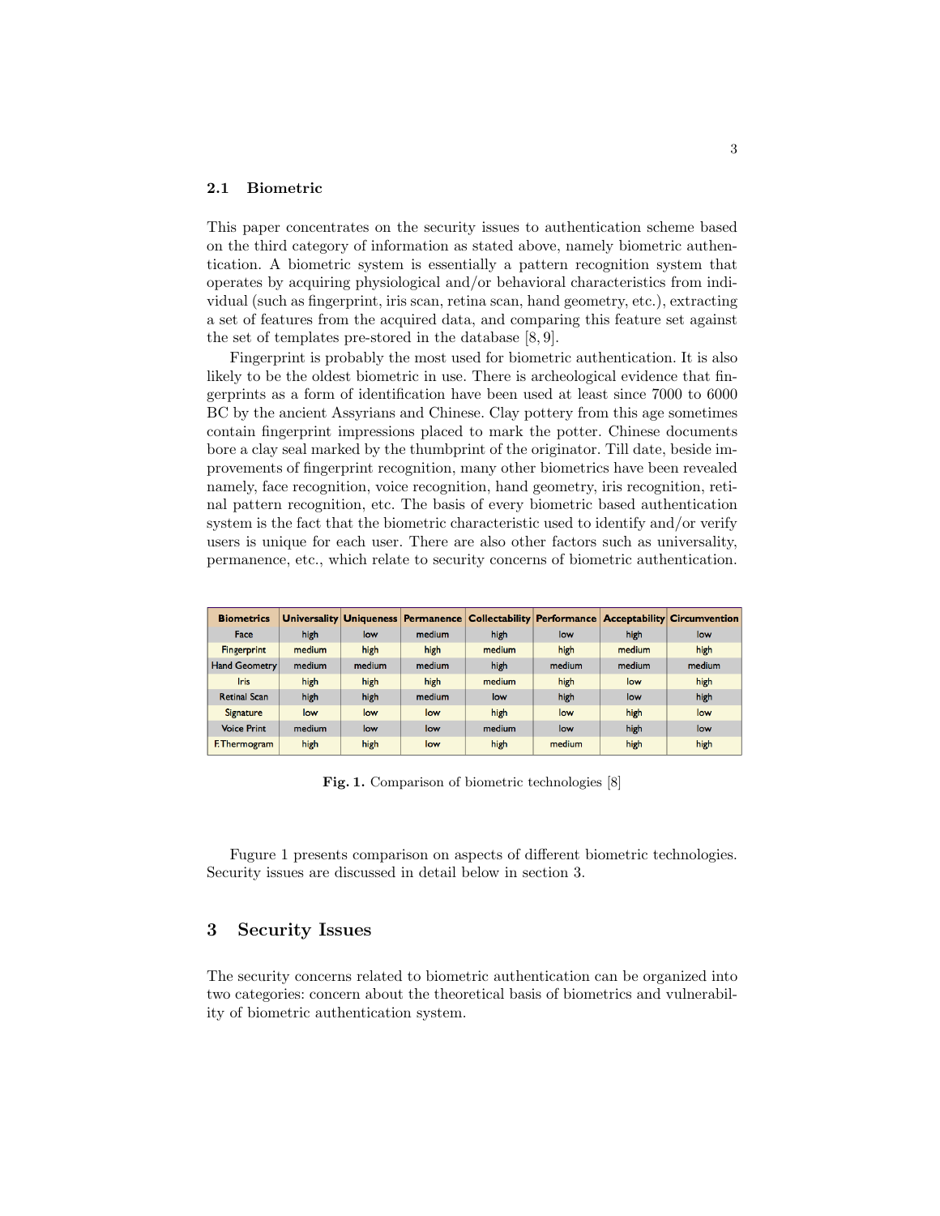### 2.1 Biometric

This paper concentrates on the security issues to authentication scheme based on the third category of information as stated above, namely biometric authentication. A biometric system is essentially a pattern recognition system that operates by acquiring physiological and/or behavioral characteristics from individual (such as fingerprint, iris scan, retina scan, hand geometry, etc.), extracting a set of features from the acquired data, and comparing this feature set against the set of templates pre-stored in the database [8, 9].

Fingerprint is probably the most used for biometric authentication. It is also likely to be the oldest biometric in use. There is archeological evidence that fingerprints as a form of identification have been used at least since 7000 to 6000 BC by the ancient Assyrians and Chinese. Clay pottery from this age sometimes contain fingerprint impressions placed to mark the potter. Chinese documents bore a clay seal marked by the thumbprint of the originator. Till date, beside improvements of fingerprint recognition, many other biometrics have been revealed namely, face recognition, voice recognition, hand geometry, iris recognition, retinal pattern recognition, etc. The basis of every biometric based authentication system is the fact that the biometric characteristic used to identify and/or verify users is unique for each user. There are also other factors such as universality, permanence, etc., which relate to security concerns of biometric authentication.

| Biometrics | Universality | Uniqueness | Permanence | Collectability | Performance | Acceptability | Circumvention |
|---|---|---|---|---|---|---|---|
| Face | high | low | medium | high | low | high | low |
| Fingerprint | medium | high | high | medium | high | medium | high |
| Hand Geometry | medium | medium | medium | high | medium | medium | medium |
| Iris | high | high | high | medium | high | low | high |
| Retinal Scan | high | high | medium | low | high | low | high |
| Signature | low | low | low | high | low | high | low |
| Voice Print | medium | low | low | medium | low | high | low |
| F.Thermogram | high | high | low | high | medium | high | high |

**Fig. 1.** Comparison of biometric technologies [8]

Fugure 1 presents comparison on aspects of different biometric technologies. Security issues are discussed in detail below in section 3.

## 3 Security Issues

The security concerns related to biometric authentication can be organized into two categories: concern about the theoretical basis of biometrics and vulnerability of biometric authentication system.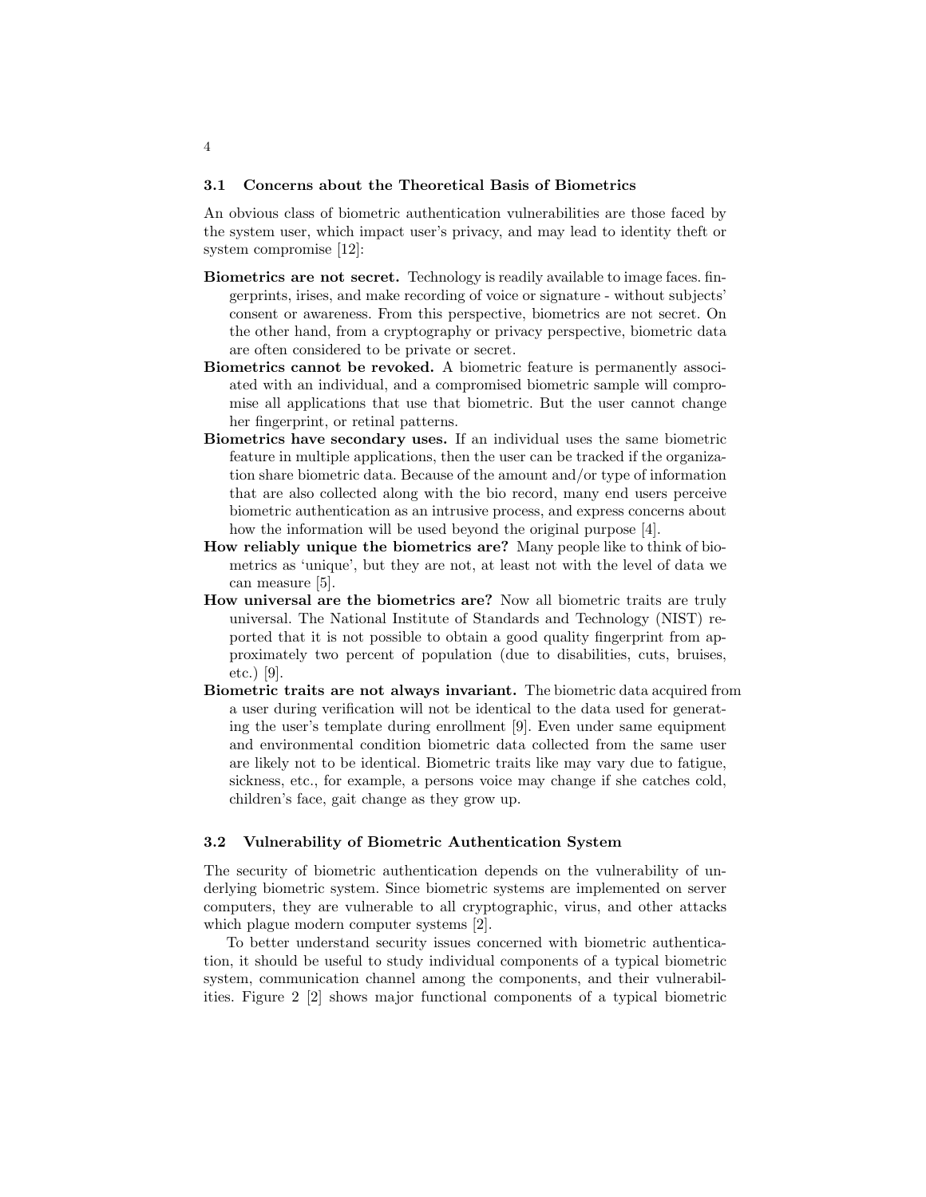### 3.1 Concerns about the Theoretical Basis of Biometrics

An obvious class of biometric authentication vulnerabilities are those faced by the system user, which impact user's privacy, and may lead to identity theft or system compromise [12]:

**Biometrics are not secret.** Technology is readily available to image faces. fingerprints, irises, and make recording of voice or signature - without subjects' consent or awareness. From this perspective, biometrics are not secret. On the other hand, from a cryptography or privacy perspective, biometric data are often considered to be private or secret.

**Biometrics cannot be revoked.** A biometric feature is permanently associated with an individual, and a compromised biometric sample will compromise all applications that use that biometric. But the user cannot change her fingerprint, or retinal patterns.

**Biometrics have secondary uses.** If an individual uses the same biometric feature in multiple applications, then the user can be tracked if the organization share biometric data. Because of the amount and/or type of information that are also collected along with the bio record, many end users perceive biometric authentication as an intrusive process, and express concerns about how the information will be used beyond the original purpose [4].

**How reliably unique the biometrics are?** Many people like to think of biometrics as 'unique', but they are not, at least not with the level of data we can measure [5].

**How universal are the biometrics are?** Now all biometric traits are truly universal. The National Institute of Standards and Technology (NIST) reported that it is not possible to obtain a good quality fingerprint from approximately two percent of population (due to disabilities, cuts, bruises, etc.) [9].

**Biometric traits are not always invariant.** The biometric data acquired from a user during verification will not be identical to the data used for generating the user's template during enrollment [9]. Even under same equipment and environmental condition biometric data collected from the same user are likely not to be identical. Biometric traits like may vary due to fatigue, sickness, etc., for example, a persons voice may change if she catches cold, children's face, gait change as they grow up.

### 3.2 Vulnerability of Biometric Authentication System

The security of biometric authentication depends on the vulnerability of underlying biometric system. Since biometric systems are implemented on server computers, they are vulnerable to all cryptographic, virus, and other attacks which plague modern computer systems [2].

To better understand security issues concerned with biometric authentication, it should be useful to study individual components of a typical biometric system, communication channel among the components, and their vulnerabilities. Figure 2 [2] shows major functional components of a typical biometric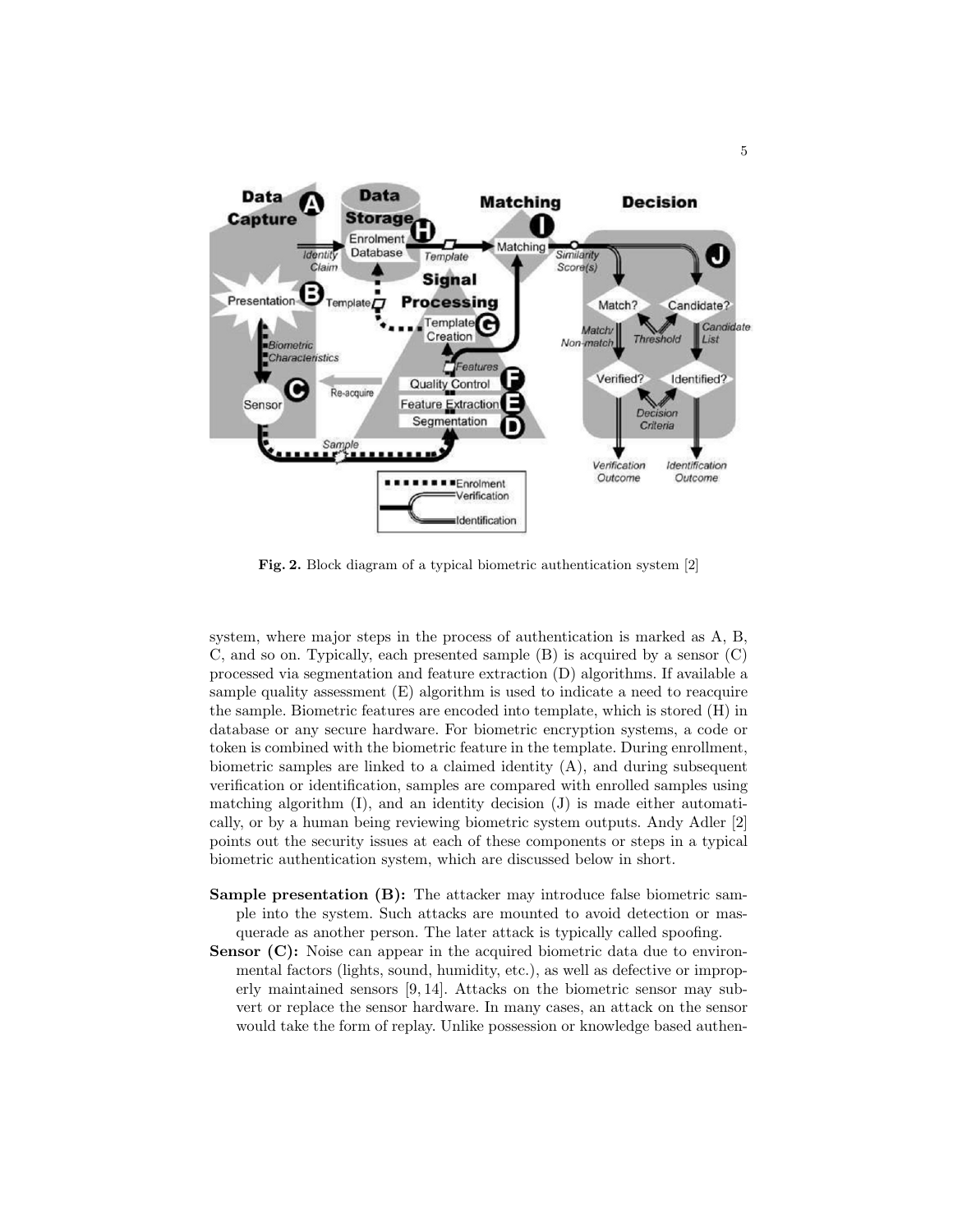**Fig. 2.** Block diagram of a typical biometric authentication system [2]

system, where major steps in the process of authentication is marked as A, B, C, and so on. Typically, each presented sample (B) is acquired by a sensor (C) processed via segmentation and feature extraction (D) algorithms. If available a sample quality assessment (E) algorithm is used to indicate a need to reacquire the sample. Biometric features are encoded into template, which is stored (H) in database or any secure hardware. For biometric encryption systems, a code or token is combined with the biometric feature in the template. During enrollment, biometric samples are linked to a claimed identity (A), and during subsequent verification or identification, samples are compared with enrolled samples using matching algorithm (I), and an identity decision (J) is made either automatically, or by a human being reviewing biometric system outputs. Andy Adler [2] points out the security issues at each of these components or steps in a typical biometric authentication system, which are discussed below in short.

**Sample presentation (B):** The attacker may introduce false biometric sample into the system. Such attacks are mounted to avoid detection or masquerade as another person. The later attack is typically called spoofing.

**Sensor (C):** Noise can appear in the acquired biometric data due to environmental factors (lights, sound, humidity, etc.), as well as defective or improperly maintained sensors [9, 14]. Attacks on the biometric sensor may subvert or replace the sensor hardware. In many cases, an attack on the sensor would take the form of replay. Unlike possession or knowledge based authen-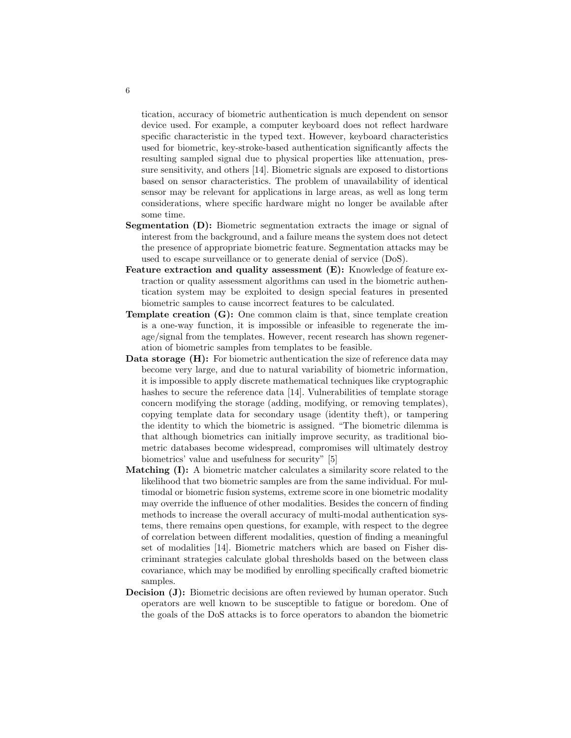tication, accuracy of biometric authentication is much dependent on sensor device used. For example, a computer keyboard does not reflect hardware specific characteristic in the typed text. However, keyboard characteristics used for biometric, key-stroke-based authentication significantly affects the resulting sampled signal due to physical properties like attenuation, pressure sensitivity, and others [14]. Biometric signals are exposed to distortions based on sensor characteristics. The problem of unavailability of identical sensor may be relevant for applications in large areas, as well as long term considerations, where specific hardware might no longer be available after some time.

**Segmentation (D):** Biometric segmentation extracts the image or signal of interest from the background, and a failure means the system does not detect the presence of appropriate biometric feature. Segmentation attacks may be used to escape surveillance or to generate denial of service (DoS).

**Feature extraction and quality assessment (E):** Knowledge of feature extraction or quality assessment algorithms can used in the biometric authentication system may be exploited to design special features in presented biometric samples to cause incorrect features to be calculated.

**Template creation (G):** One common claim is that, since template creation is a one-way function, it is impossible or infeasible to regenerate the image/signal from the templates. However, recent research has shown regeneration of biometric samples from templates to be feasible.

**Data storage (H):** For biometric authentication the size of reference data may become very large, and due to natural variability of biometric information, it is impossible to apply discrete mathematical techniques like cryptographic hashes to secure the reference data [14]. Vulnerabilities of template storage concern modifying the storage (adding, modifying, or removing templates), copying template data for secondary usage (identity theft), or tampering the identity to which the biometric is assigned. "The biometric dilemma is that although biometrics can initially improve security, as traditional biometric databases become widespread, compromises will ultimately destroy biometrics' value and usefulness for security" [5]

**Matching (I):** A biometric matcher calculates a similarity score related to the likelihood that two biometric samples are from the same individual. For multimodal or biometric fusion systems, extreme score in one biometric modality may override the influence of other modalities. Besides the concern of finding methods to increase the overall accuracy of multi-modal authentication systems, there remains open questions, for example, with respect to the degree of correlation between different modalities, question of finding a meaningful set of modalities [14]. Biometric matchers which are based on Fisher discriminant strategies calculate global thresholds based on the between class covariance, which may be modified by enrolling specifically crafted biometric samples.

**Decision (J):** Biometric decisions are often reviewed by human operator. Such operators are well known to be susceptible to fatigue or boredom. One of the goals of the DoS attacks is to force operators to abandon the biometric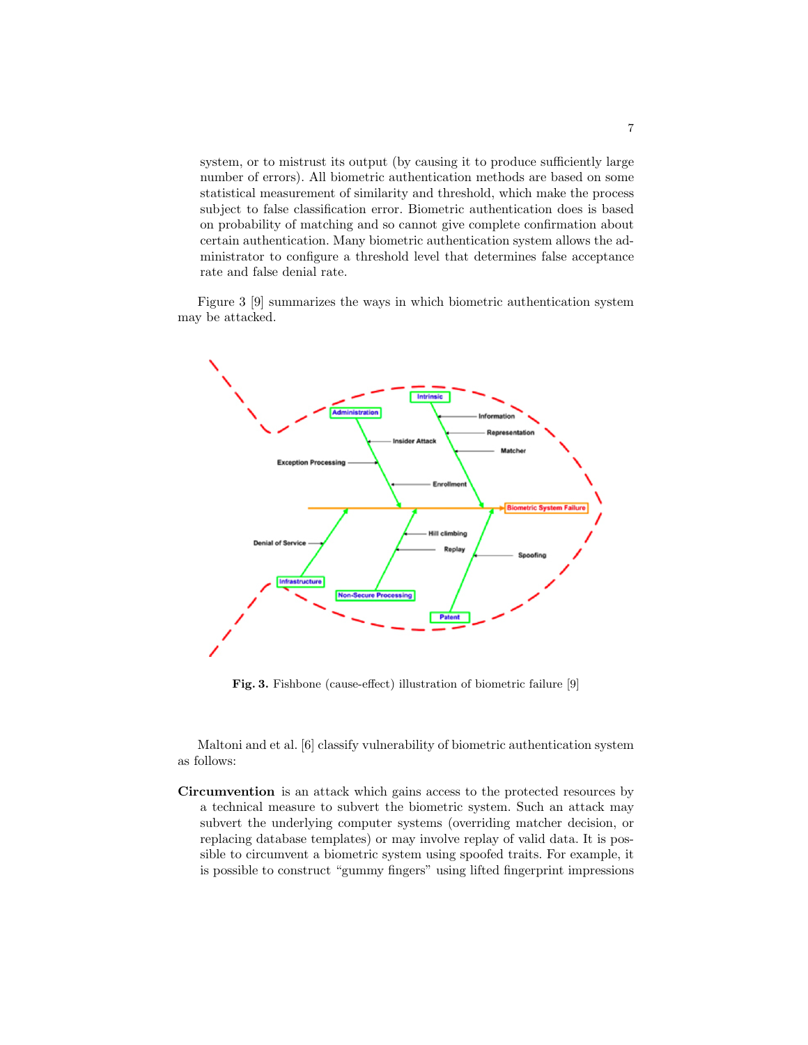system, or to mistrust its output (by causing it to produce sufficiently large number of errors). All biometric authentication methods are based on some statistical measurement of similarity and threshold, which make the process subject to false classification error. Biometric authentication does is based on probability of matching and so cannot give complete confirmation about certain authentication. Many biometric authentication system allows the administrator to configure a threshold level that determines false acceptance rate and false denial rate.

Figure 3 [9] summarizes the ways in which biometric authentication system may be attacked.

**Fig. 3.** Fishbone (cause-effect) illustration of biometric failure [9]

Maltoni and et al. [6] classify vulnerability of biometric authentication system as follows:

**Circumvention** is an attack which gains access to the protected resources by a technical measure to subvert the biometric system. Such an attack may subvert the underlying computer systems (overriding matcher decision, or replacing database templates) or may involve replay of valid data. It is possible to circumvent a biometric system using spoofed traits. For example, it is possible to construct "gummy fingers" using lifted fingerprint impressions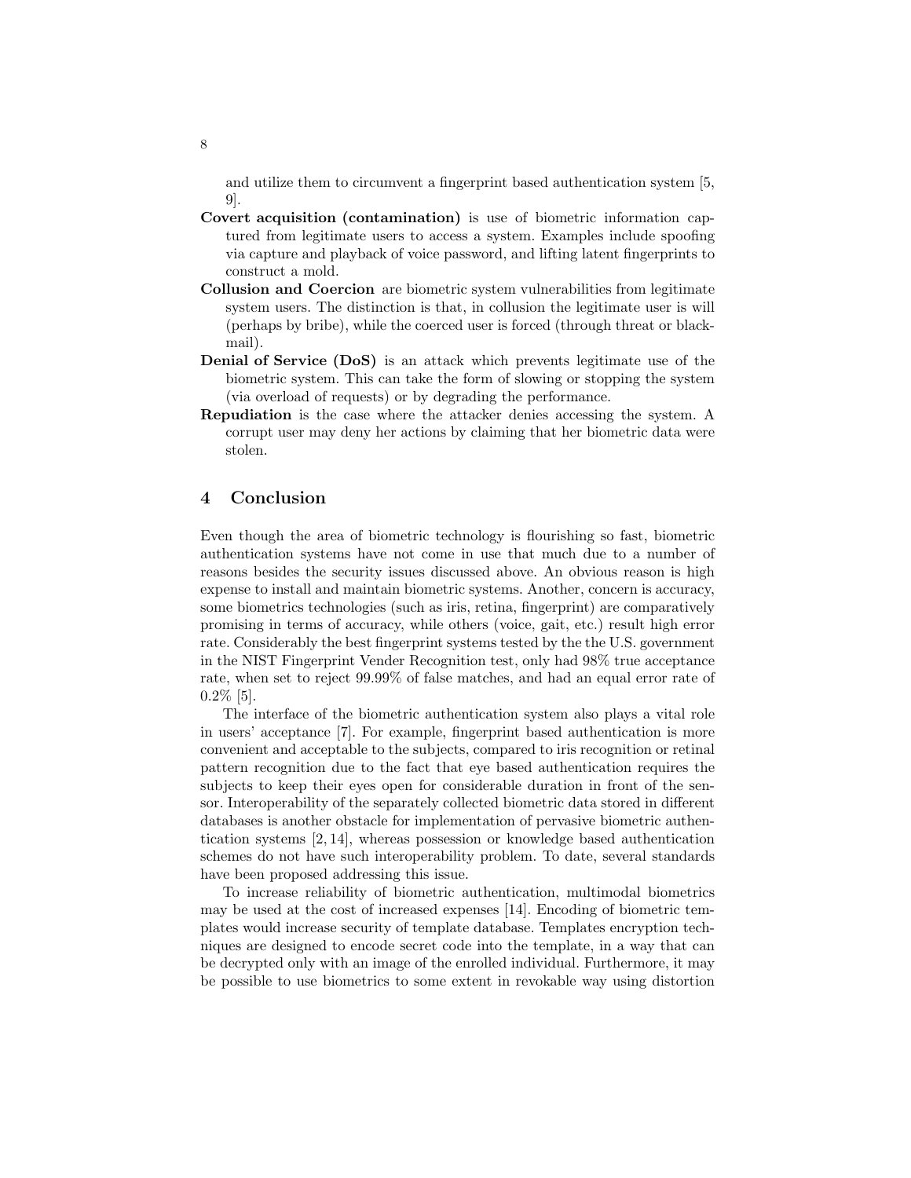and utilize them to circumvent a fingerprint based authentication system [5, 9].

**Covert acquisition (contamination)** is use of biometric information captured from legitimate users to access a system. Examples include spoofing via capture and playback of voice password, and lifting latent fingerprints to construct a mold.

**Collusion and Coercion** are biometric system vulnerabilities from legitimate system users. The distinction is that, in collusion the legitimate user is will (perhaps by bribe), while the coerced user is forced (through threat or blackmail).

**Denial of Service (DoS)** is an attack which prevents legitimate use of the biometric system. This can take the form of slowing or stopping the system (via overload of requests) or by degrading the performance.

**Repudiation** is the case where the attacker denies accessing the system. A corrupt user may deny her actions by claiming that her biometric data were stolen.

## 4 Conclusion

Even though the area of biometric technology is flourishing so fast, biometric authentication systems have not come in use that much due to a number of reasons besides the security issues discussed above. An obvious reason is high expense to install and maintain biometric systems. Another, concern is accuracy, some biometrics technologies (such as iris, retina, fingerprint) are comparatively promising in terms of accuracy, while others (voice, gait, etc.) result high error rate. Considerably the best fingerprint systems tested by the the U.S. government in the NIST Fingerprint Vender Recognition test, only had 98% true acceptance rate, when set to reject 99.99% of false matches, and had an equal error rate of 0.2% [5].

The interface of the biometric authentication system also plays a vital role in users' acceptance [7]. For example, fingerprint based authentication is more convenient and acceptable to the subjects, compared to iris recognition or retinal pattern recognition due to the fact that eye based authentication requires the subjects to keep their eyes open for considerable duration in front of the sensor. Interoperability of the separately collected biometric data stored in different databases is another obstacle for implementation of pervasive biometric authentication systems [2, 14], whereas possession or knowledge based authentication schemes do not have such interoperability problem. To date, several standards have been proposed addressing this issue.

To increase reliability of biometric authentication, multimodal biometrics may be used at the cost of increased expenses [14]. Encoding of biometric templates would increase security of template database. Templates encryption techniques are designed to encode secret code into the template, in a way that can be decrypted only with an image of the enrolled individual. Furthermore, it may be possible to use biometrics to some extent in revokable way using distortion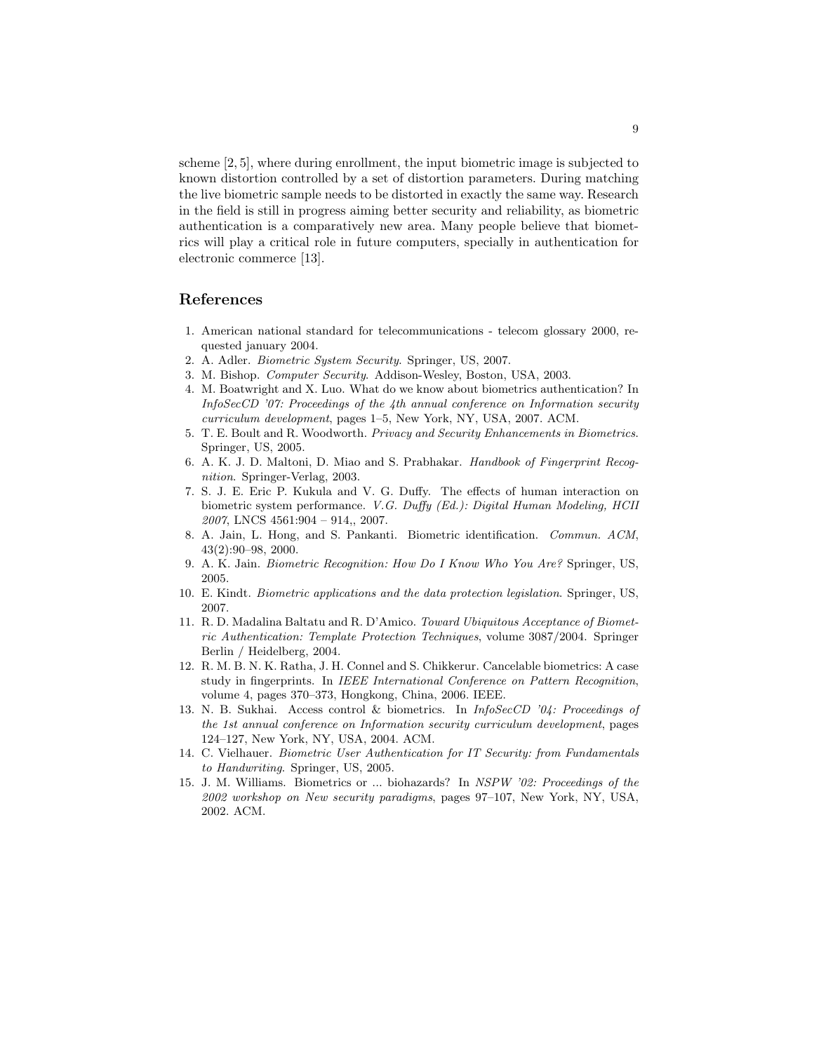scheme [2, 5], where during enrollment, the input biometric image is subjected to known distortion controlled by a set of distortion parameters. During matching the live biometric sample needs to be distorted in exactly the same way. Research in the field is still in progress aiming better security and reliability, as biometric authentication is a comparatively new area. Many people believe that biometrics will play a critical role in future computers, specially in authentication for electronic commerce [13].

## References

1. American national standard for telecommunications - telecom glossary 2000, requested january 2004.
2. A. Adler. *Biometric System Security*. Springer, US, 2007.
3. M. Bishop. *Computer Security*. Addison-Wesley, Boston, USA, 2003.
4. M. Boatwright and X. Luo. What do we know about biometrics authentication? In *InfoSecCD '07: Proceedings of the 4th annual conference on Information security curriculum development*, pages 1–5, New York, NY, USA, 2007. ACM.
5. T. E. Boult and R. Woodworth. *Privacy and Security Enhancements in Biometrics*. Springer, US, 2005.
6. A. K. J. D. Maltoni, D. Miao and S. Prabhakar. *Handbook of Fingerprint Recognition*. Springer-Verlag, 2003.
7. S. J. E. Eric P. Kukula and V. G. Duffy. The effects of human interaction on biometric system performance. *V.G. Duffy (Ed.): Digital Human Modeling, HCII 2007*, LNCS 4561:904 – 914,, 2007.
8. A. Jain, L. Hong, and S. Pankanti. Biometric identification. *Commun. ACM*, 43(2):90–98, 2000.
9. A. K. Jain. *Biometric Recognition: How Do I Know Who You Are?* Springer, US, 2005.
10. E. Kindt. *Biometric applications and the data protection legislation*. Springer, US, 2007.
11. R. D. Madalina Baltatu and R. D'Amico. *Toward Ubiquitous Acceptance of Biometric Authentication: Template Protection Techniques*, volume 3087/2004. Springer Berlin / Heidelberg, 2004.
12. R. M. B. N. K. Ratha, J. H. Connel and S. Chikkerur. Cancelable biometrics: A case study in fingerprints. In *IEEE International Conference on Pattern Recognition*, volume 4, pages 370–373, Hongkong, China, 2006. IEEE.
13. N. B. Sukhai. Access control & biometrics. In *InfoSecCD '04: Proceedings of the 1st annual conference on Information security curriculum development*, pages 124–127, New York, NY, USA, 2004. ACM.
14. C. Vielhauer. *Biometric User Authentication for IT Security: from Fundamentals to Handwriting*. Springer, US, 2005.
15. J. M. Williams. Biometrics or ... biohazards? In *NSPW '02: Proceedings of the 2002 workshop on New security paradigms*, pages 97–107, New York, NY, USA, 2002. ACM.